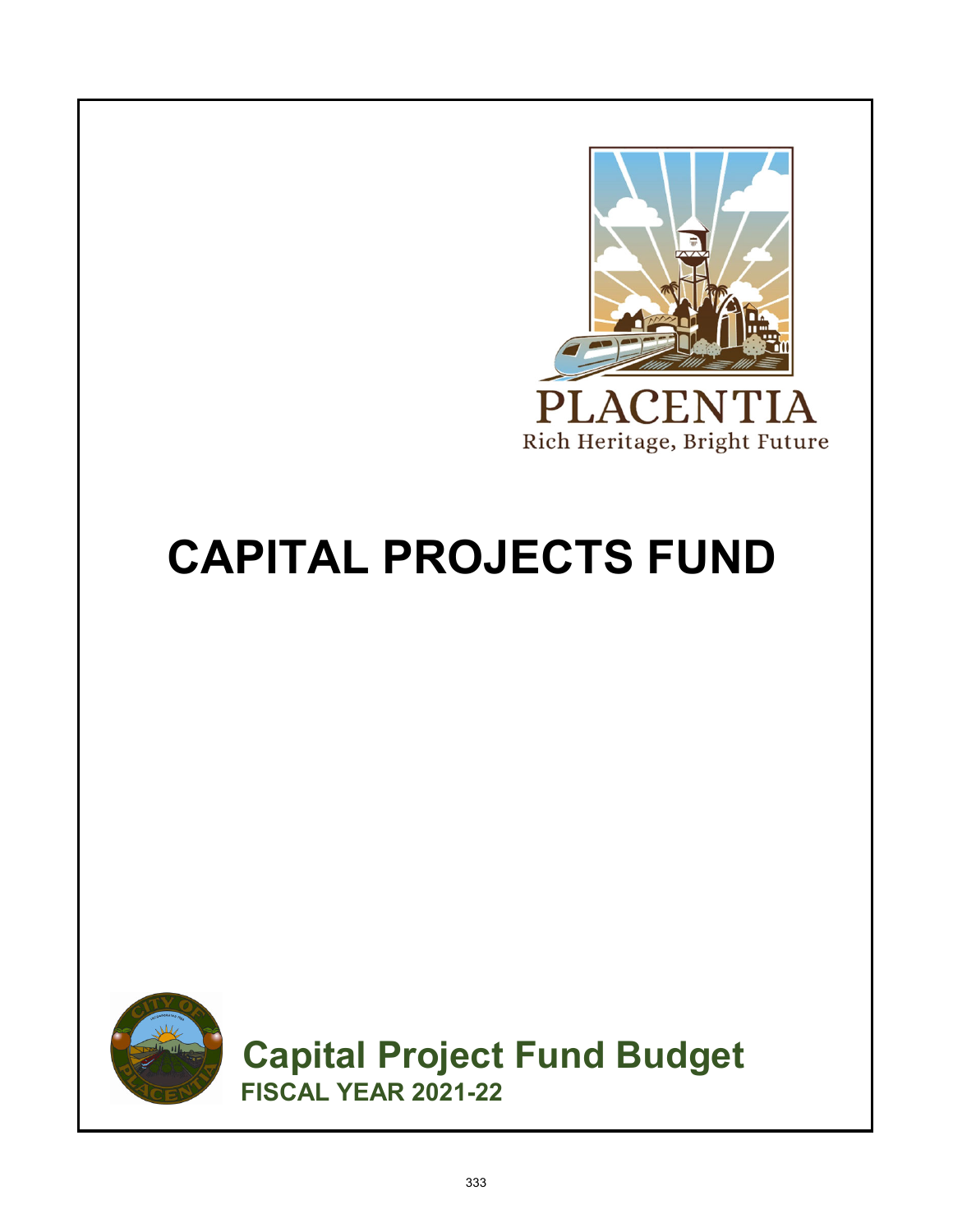PLACENTIA

Rich Heritage, Bright Future

# CAPITAL PROJECTS FUND

## Capital Project Fund Budget

**FISCAL YEAR 2021-22**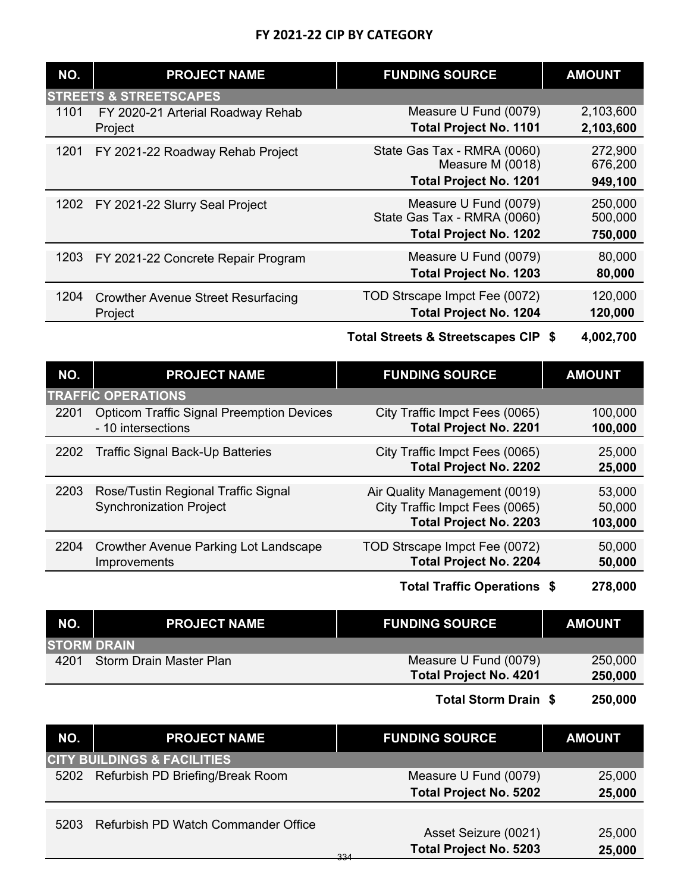# FY 2021-22 CIP BY CATEGORY

| NO. | PROJECT NAME | FUNDING SOURCE | AMOUNT |
|---|---|---|---|
| **STREETS & STREETSCAPES** | | | |
| 1101 | FY 2020-21 Arterial Roadway Rehab Project | Measure U Fund (0079) | 2,103,600 |
| | | **Total Project No. 1101** | **2,103,600** |
| 1201 | FY 2021-22 Roadway Rehab Project | State Gas Tax - RMRA (0060) | 272,900 |
| | | Measure M (0018) | 676,200 |
| | | **Total Project No. 1201** | **949,100** |
| 1202 | FY 2021-22 Slurry Seal Project | Measure U Fund (0079) | 250,000 |
| | | State Gas Tax - RMRA (0060) | 500,000 |
| | | **Total Project No. 1202** | **750,000** |
| 1203 | FY 2021-22 Concrete Repair Program | Measure U Fund (0079) | 80,000 |
| | | **Total Project No. 1203** | **80,000** |
| 1204 | Crowther Avenue Street Resurfacing Project | TOD Strscape Impct Fee (0072) | 120,000 |
| | | **Total Project No. 1204** | **120,000** |
| | | **Total Streets & Streetscapes CIP $** | **4,002,700** |

| NO. | PROJECT NAME | FUNDING SOURCE | AMOUNT |
|---|---|---|---|
| **TRAFFIC OPERATIONS** | | | |
| 2201 | Opticom Traffic Signal Preemption Devices - 10 intersections | City Traffic Impct Fees (0065) | 100,000 |
| | | **Total Project No. 2201** | **100,000** |
| 2202 | Traffic Signal Back-Up Batteries | City Traffic Impct Fees (0065) | 25,000 |
| | | **Total Project No. 2202** | **25,000** |
| 2203 | Rose/Tustin Regional Traffic Signal Synchronization Project | Air Quality Management (0019) | 53,000 |
| | | City Traffic Impct Fees (0065) | 50,000 |
| | | **Total Project No. 2203** | **103,000** |
| 2204 | Crowther Avenue Parking Lot Landscape Improvements | TOD Strscape Impct Fee (0072) | 50,000 |
| | | **Total Project No. 2204** | **50,000** |
| | | **Total Traffic Operations $** | **278,000** |

| NO. | PROJECT NAME | FUNDING SOURCE | AMOUNT |
|---|---|---|---|
| **STORM DRAIN** | | | |
| 4201 | Storm Drain Master Plan | Measure U Fund (0079) | 250,000 |
| | | **Total Project No. 4201** | **250,000** |
| | | **Total Storm Drain $** | **250,000** |

| NO. | PROJECT NAME | FUNDING SOURCE | AMOUNT |
|---|---|---|---|
| **CITY BUILDINGS & FACILITIES** | | | |
| 5202 | Refurbish PD Briefing/Break Room | Measure U Fund (0079) | 25,000 |
| | | **Total Project No. 5202** | **25,000** |
| 5203 | Refurbish PD Watch Commander Office | Asset Seizure (0021) | 25,000 |
| | | **Total Project No. 5203** | **25,000** |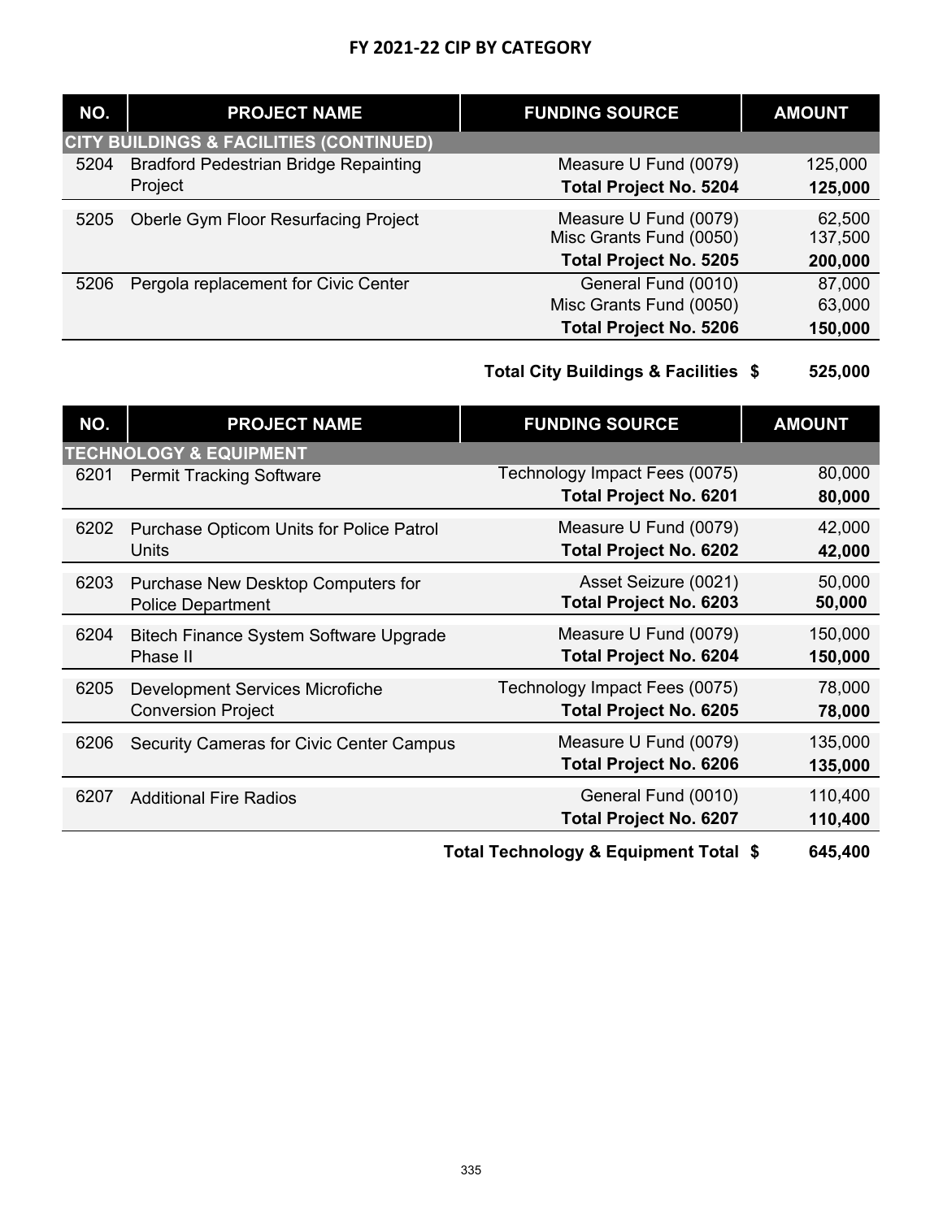# FY 2021-22 CIP BY CATEGORY

| NO. | PROJECT NAME | FUNDING SOURCE | AMOUNT |
|---|---|---|---|
| **CITY BUILDINGS & FACILITIES (CONTINUED)** | | | |
| 5204 | Bradford Pedestrian Bridge Repainting Project | Measure U Fund (0079) | 125,000 |
| | | **Total Project No. 5204** | **125,000** |
| 5205 | Oberle Gym Floor Resurfacing Project | Measure U Fund (0079) | 62,500 |
| | | Misc Grants Fund (0050) | 137,500 |
| | | **Total Project No. 5205** | **200,000** |
| 5206 | Pergola replacement for Civic Center | General Fund (0010) | 87,000 |
| | | Misc Grants Fund (0050) | 63,000 |
| | | **Total Project No. 5206** | **150,000** |
| | | **Total City Buildings & Facilities $** | **525,000** |

| NO. | PROJECT NAME | FUNDING SOURCE | AMOUNT |
|---|---|---|---|
| **TECHNOLOGY & EQUIPMENT** | | | |
| 6201 | Permit Tracking Software | Technology Impact Fees (0075) | 80,000 |
| | | **Total Project No. 6201** | **80,000** |
| 6202 | Purchase Opticom Units for Police Patrol Units | Measure U Fund (0079) | 42,000 |
| | | **Total Project No. 6202** | **42,000** |
| 6203 | Purchase New Desktop Computers for Police Department | Asset Seizure (0021) | 50,000 |
| | | **Total Project No. 6203** | **50,000** |
| 6204 | Bitech Finance System Software Upgrade Phase II | Measure U Fund (0079) | 150,000 |
| | | **Total Project No. 6204** | **150,000** |
| 6205 | Development Services Microfiche Conversion Project | Technology Impact Fees (0075) | 78,000 |
| | | **Total Project No. 6205** | **78,000** |
| 6206 | Security Cameras for Civic Center Campus | Measure U Fund (0079) | 135,000 |
| | | **Total Project No. 6206** | **135,000** |
| 6207 | Additional Fire Radios | General Fund (0010) | 110,400 |
| | | **Total Project No. 6207** | **110,400** |
| | | **Total Technology & Equipment Total $** | **645,400** |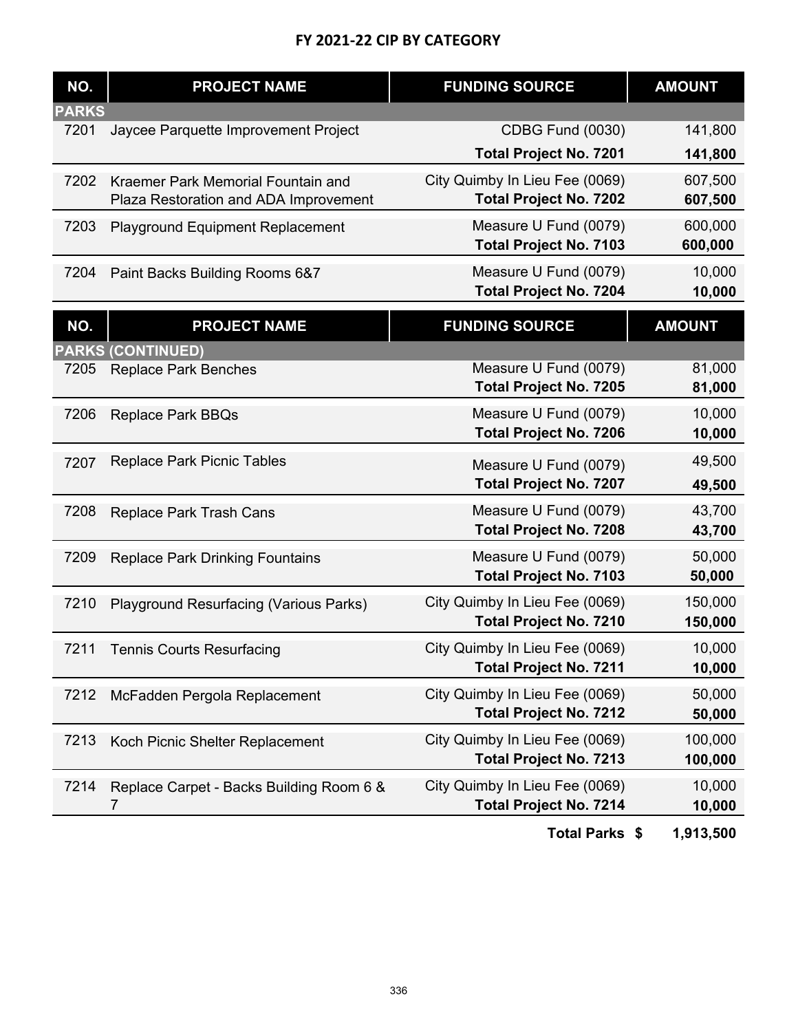# FY 2021-22 CIP BY CATEGORY

| NO. | PROJECT NAME | FUNDING SOURCE | AMOUNT |
|---|---|---|---|
| **PARKS** | | | |
| 7201 | Jaycee Parquette Improvement Project | CDBG Fund (0030) | 141,800 |
| | | **Total Project No. 7201** | **141,800** |
| 7202 | Kraemer Park Memorial Fountain and Plaza Restoration and ADA Improvement | City Quimby In Lieu Fee (0069) | 607,500 |
| | | **Total Project No. 7202** | **607,500** |
| 7203 | Playground Equipment Replacement | Measure U Fund (0079) | 600,000 |
| | | **Total Project No. 7103** | **600,000** |
| 7204 | Paint Backs Building Rooms 6&7 | Measure U Fund (0079) | 10,000 |
| | | **Total Project No. 7204** | **10,000** |

| NO. | PROJECT NAME | FUNDING SOURCE | AMOUNT |
|---|---|---|---|
| **PARKS (CONTINUED)** | | | |
| 7205 | Replace Park Benches | Measure U Fund (0079) | 81,000 |
| | | **Total Project No. 7205** | **81,000** |
| 7206 | Replace Park BBQs | Measure U Fund (0079) | 10,000 |
| | | **Total Project No. 7206** | **10,000** |
| 7207 | Replace Park Picnic Tables | Measure U Fund (0079) | 49,500 |
| | | **Total Project No. 7207** | **49,500** |
| 7208 | Replace Park Trash Cans | Measure U Fund (0079) | 43,700 |
| | | **Total Project No. 7208** | **43,700** |
| 7209 | Replace Park Drinking Fountains | Measure U Fund (0079) | 50,000 |
| | | **Total Project No. 7103** | **50,000** |
| 7210 | Playground Resurfacing (Various Parks) | City Quimby In Lieu Fee (0069) | 150,000 |
| | | **Total Project No. 7210** | **150,000** |
| 7211 | Tennis Courts Resurfacing | City Quimby In Lieu Fee (0069) | 10,000 |
| | | **Total Project No. 7211** | **10,000** |
| 7212 | McFadden Pergola Replacement | City Quimby In Lieu Fee (0069) | 50,000 |
| | | **Total Project No. 7212** | **50,000** |
| 7213 | Koch Picnic Shelter Replacement | City Quimby In Lieu Fee (0069) | 100,000 |
| | | **Total Project No. 7213** | **100,000** |
| 7214 | Replace Carpet - Backs Building Room 6 & 7 | City Quimby In Lieu Fee (0069) | 10,000 |
| | | **Total Project No. 7214** | **10,000** |
| | | **Total Parks $** | **1,913,500** |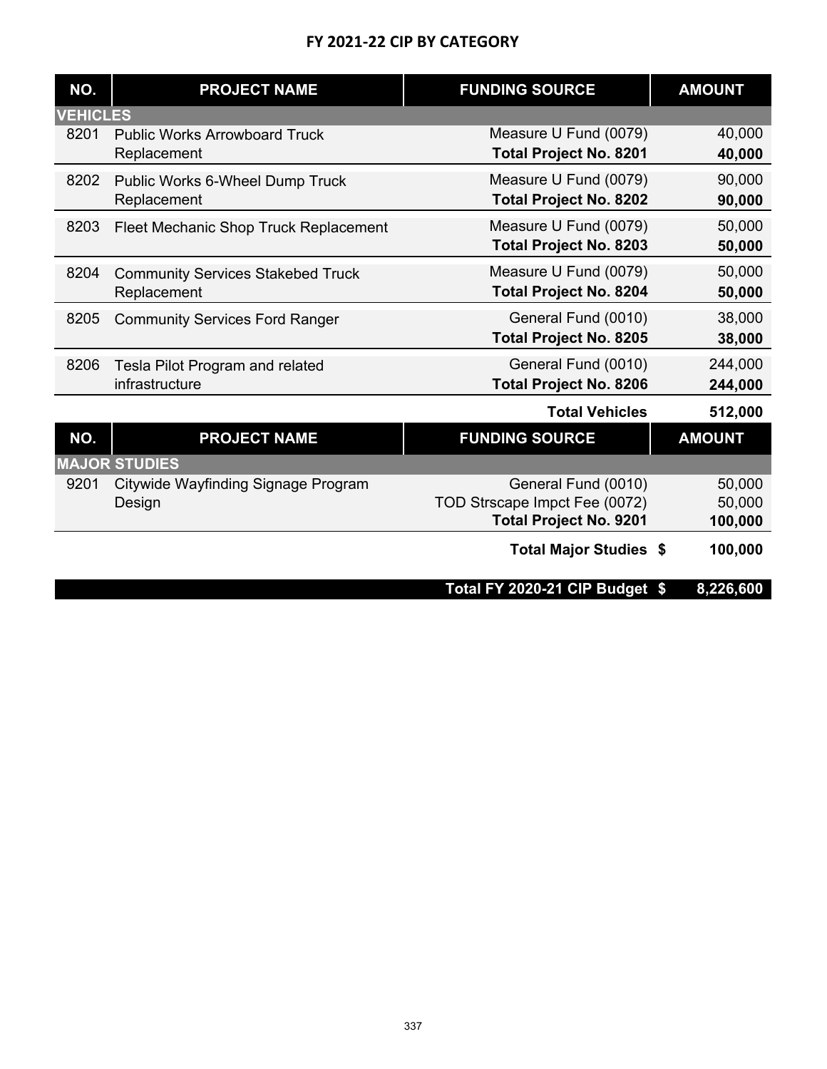# FY 2021-22 CIP BY CATEGORY

| NO. | PROJECT NAME | FUNDING SOURCE | AMOUNT |
|---|---|---|---|
| **VEHICLES** | | | |
| 8201 | Public Works Arrowboard Truck Replacement | Measure U Fund (0079) | 40,000 |
| | | **Total Project No. 8201** | **40,000** |
| 8202 | Public Works 6-Wheel Dump Truck Replacement | Measure U Fund (0079) | 90,000 |
| | | **Total Project No. 8202** | **90,000** |
| 8203 | Fleet Mechanic Shop Truck Replacement | Measure U Fund (0079) | 50,000 |
| | | **Total Project No. 8203** | **50,000** |
| 8204 | Community Services Stakebed Truck Replacement | Measure U Fund (0079) | 50,000 |
| | | **Total Project No. 8204** | **50,000** |
| 8205 | Community Services Ford Ranger | General Fund (0010) | 38,000 |
| | | **Total Project No. 8205** | **38,000** |
| 8206 | Tesla Pilot Program and related infrastructure | General Fund (0010) | 244,000 |
| | | **Total Project No. 8206** | **244,000** |
| | | **Total Vehicles** | **512,000** |

| NO. | PROJECT NAME | FUNDING SOURCE | AMOUNT |
|---|---|---|---|
| **MAJOR STUDIES** | | | |
| 9201 | Citywide Wayfinding Signage Program Design | General Fund (0010) | 50,000 |
| | | TOD Strscape Impct Fee (0072) | 50,000 |
| | | **Total Project No. 9201** | **100,000** |
| | | **Total Major Studies $** | **100,000** |
| | | **Total FY 2020-21 CIP Budget $** | **8,226,600** |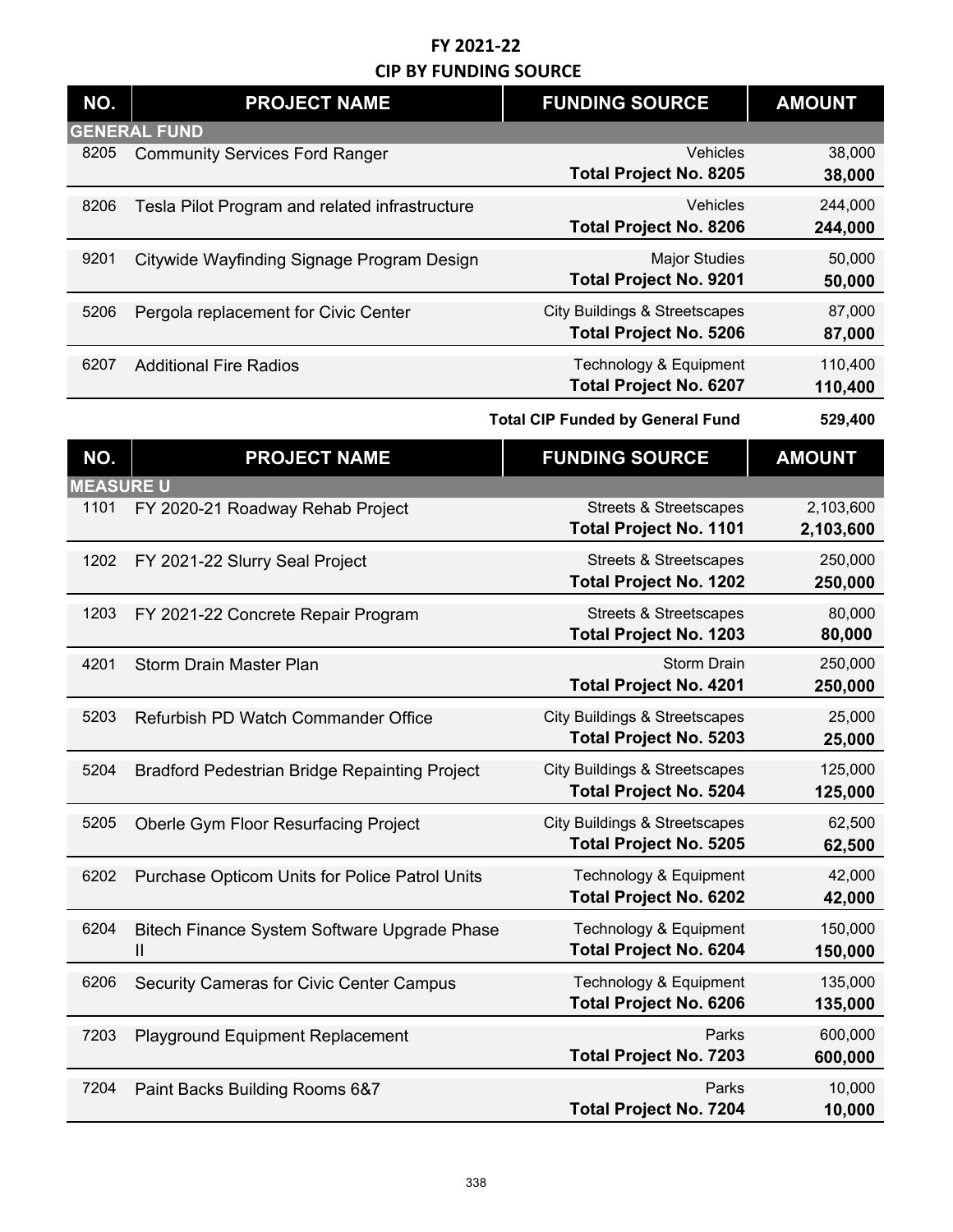# FY 2021-22
## CIP BY FUNDING SOURCE

| NO. | PROJECT NAME | FUNDING SOURCE | AMOUNT |
|---|---|---|---|
| **GENERAL FUND** | | | |
| 8205 | Community Services Ford Ranger | Vehicles | 38,000 |
| | | **Total Project No. 8205** | **38,000** |
| 8206 | Tesla Pilot Program and related infrastructure | Vehicles | 244,000 |
| | | **Total Project No. 8206** | **244,000** |
| 9201 | Citywide Wayfinding Signage Program Design | Major Studies | 50,000 |
| | | **Total Project No. 9201** | **50,000** |
| 5206 | Pergola replacement for Civic Center | City Buildings & Streetscapes | 87,000 |
| | | **Total Project No. 5206** | **87,000** |
| 6207 | Additional Fire Radios | Technology & Equipment | 110,400 |
| | | **Total Project No. 6207** | **110,400** |
| | | **Total CIP Funded by General Fund** | **529,400** |

| NO. | PROJECT NAME | FUNDING SOURCE | AMOUNT |
|---|---|---|---|
| **MEASURE U** | | | |
| 1101 | FY 2020-21 Roadway Rehab Project | Streets & Streetscapes | 2,103,600 |
| | | **Total Project No. 1101** | **2,103,600** |
| 1202 | FY 2021-22 Slurry Seal Project | Streets & Streetscapes | 250,000 |
| | | **Total Project No. 1202** | **250,000** |
| 1203 | FY 2021-22 Concrete Repair Program | Streets & Streetscapes | 80,000 |
| | | **Total Project No. 1203** | **80,000** |
| 4201 | Storm Drain Master Plan | Storm Drain | 250,000 |
| | | **Total Project No. 4201** | **250,000** |
| 5203 | Refurbish PD Watch Commander Office | City Buildings & Streetscapes | 25,000 |
| | | **Total Project No. 5203** | **25,000** |
| 5204 | Bradford Pedestrian Bridge Repainting Project | City Buildings & Streetscapes | 125,000 |
| | | **Total Project No. 5204** | **125,000** |
| 5205 | Oberle Gym Floor Resurfacing Project | City Buildings & Streetscapes | 62,500 |
| | | **Total Project No. 5205** | **62,500** |
| 6202 | Purchase Opticom Units for Police Patrol Units | Technology & Equipment | 42,000 |
| | | **Total Project No. 6202** | **42,000** |
| 6204 | Bitech Finance System Software Upgrade Phase II | Technology & Equipment | 150,000 |
| | | **Total Project No. 6204** | **150,000** |
| 6206 | Security Cameras for Civic Center Campus | Technology & Equipment | 135,000 |
| | | **Total Project No. 6206** | **135,000** |
| 7203 | Playground Equipment Replacement | Parks | 600,000 |
| | | **Total Project No. 7203** | **600,000** |
| 7204 | Paint Backs Building Rooms 6&7 | Parks | 10,000 |
| | | **Total Project No. 7204** | **10,000** |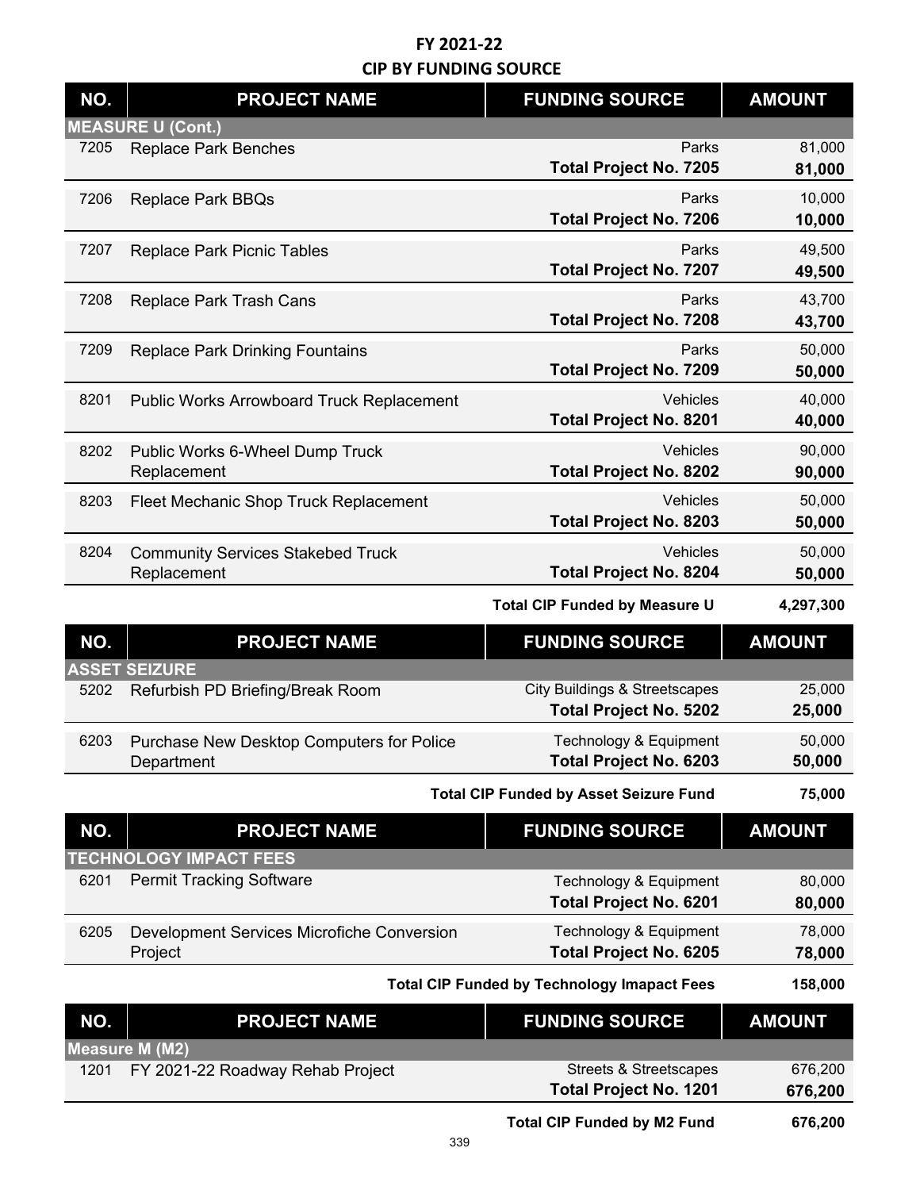# FY 2021-22

## CIP BY FUNDING SOURCE

| NO. | PROJECT NAME | FUNDING SOURCE | AMOUNT |
|---|---|---|---|
| **MEASURE U (Cont.)** | | | |
| 7205 | Replace Park Benches | Parks | 81,000 |
| | | **Total Project No. 7205** | **81,000** |
| 7206 | Replace Park BBQs | Parks | 10,000 |
| | | **Total Project No. 7206** | **10,000** |
| 7207 | Replace Park Picnic Tables | Parks | 49,500 |
| | | **Total Project No. 7207** | **49,500** |
| 7208 | Replace Park Trash Cans | Parks | 43,700 |
| | | **Total Project No. 7208** | **43,700** |
| 7209 | Replace Park Drinking Fountains | Parks | 50,000 |
| | | **Total Project No. 7209** | **50,000** |
| 8201 | Public Works Arrowboard Truck Replacement | Vehicles | 40,000 |
| | | **Total Project No. 8201** | **40,000** |
| 8202 | Public Works 6-Wheel Dump Truck Replacement | Vehicles | 90,000 |
| | | **Total Project No. 8202** | **90,000** |
| 8203 | Fleet Mechanic Shop Truck Replacement | Vehicles | 50,000 |
| | | **Total Project No. 8203** | **50,000** |
| 8204 | Community Services Stakebed Truck Replacement | Vehicles | 50,000 |
| | | **Total Project No. 8204** | **50,000** |
| | | **Total CIP Funded by Measure U** | **4,297,300** |

| NO. | PROJECT NAME | FUNDING SOURCE | AMOUNT |
|---|---|---|---|
| **ASSET SEIZURE** | | | |
| 5202 | Refurbish PD Briefing/Break Room | City Buildings & Streetscapes | 25,000 |
| | | **Total Project No. 5202** | **25,000** |
| 6203 | Purchase New Desktop Computers for Police Department | Technology & Equipment | 50,000 |
| | | **Total Project No. 6203** | **50,000** |
| | | **Total CIP Funded by Asset Seizure Fund** | **75,000** |

| NO. | PROJECT NAME | FUNDING SOURCE | AMOUNT |
|---|---|---|---|
| **TECHNOLOGY IMPACT FEES** | | | |
| 6201 | Permit Tracking Software | Technology & Equipment | 80,000 |
| | | **Total Project No. 6201** | **80,000** |
| 6205 | Development Services Microfiche Conversion Project | Technology & Equipment | 78,000 |
| | | **Total Project No. 6205** | **78,000** |
| | | **Total CIP Funded by Technology Imapact Fees** | **158,000** |

| NO. | PROJECT NAME | FUNDING SOURCE | AMOUNT |
|---|---|---|---|
| **Measure M (M2)** | | | |
| 1201 | FY 2021-22 Roadway Rehab Project | Streets & Streetscapes | 676,200 |
| | | **Total Project No. 1201** | **676,200** |
| | | **Total CIP Funded by M2 Fund** | **676,200** |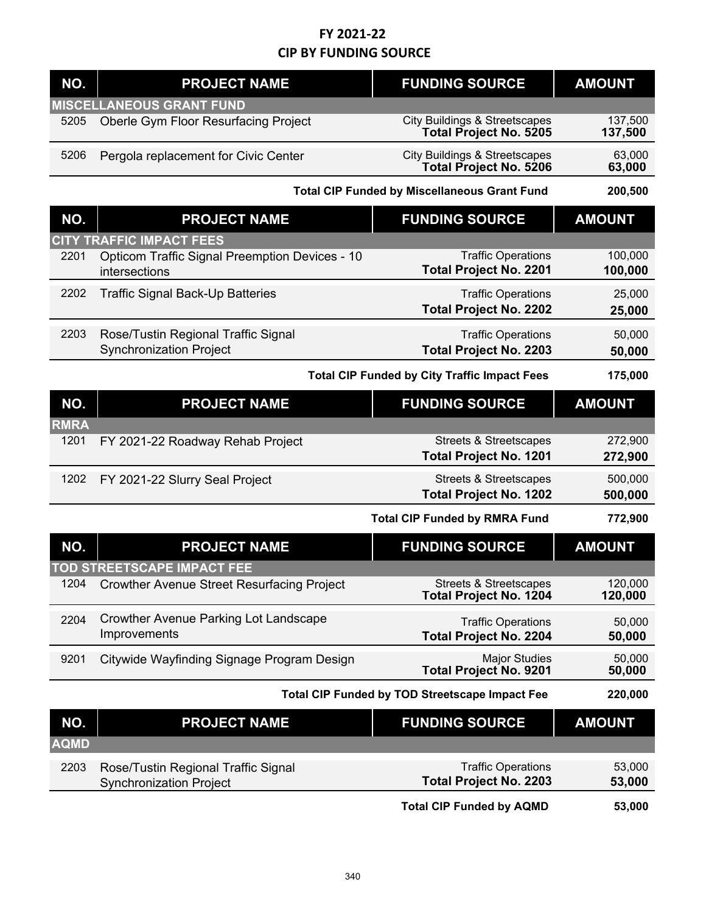# FY 2021-22

## CIP BY FUNDING SOURCE

| NO. | PROJECT NAME | FUNDING SOURCE | AMOUNT |
|---|---|---|---|
| **MISCELLANEOUS GRANT FUND** | | | |
| 5205 | Oberle Gym Floor Resurfacing Project | City Buildings & Streetscapes | 137,500 |
| | | **Total Project No. 5205** | **137,500** |
| 5206 | Pergola replacement for Civic Center | City Buildings & Streetscapes | 63,000 |
| | | **Total Project No. 5206** | **63,000** |
| | | **Total CIP Funded by Miscellaneous Grant Fund** | **200,500** |

| NO. | PROJECT NAME | FUNDING SOURCE | AMOUNT |
|---|---|---|---|
| **CITY TRAFFIC IMPACT FEES** | | | |
| 2201 | Opticom Traffic Signal Preemption Devices - 10 intersections | Traffic Operations | 100,000 |
| | | **Total Project No. 2201** | **100,000** |
| 2202 | Traffic Signal Back-Up Batteries | Traffic Operations | 25,000 |
| | | **Total Project No. 2202** | **25,000** |
| 2203 | Rose/Tustin Regional Traffic Signal Synchronization Project | Traffic Operations | 50,000 |
| | | **Total Project No. 2203** | **50,000** |
| | | **Total CIP Funded by City Traffic Impact Fees** | **175,000** |

| NO. | PROJECT NAME | FUNDING SOURCE | AMOUNT |
|---|---|---|---|
| **RMRA** | | | |
| 1201 | FY 2021-22 Roadway Rehab Project | Streets & Streetscapes | 272,900 |
| | | **Total Project No. 1201** | **272,900** |
| 1202 | FY 2021-22 Slurry Seal Project | Streets & Streetscapes | 500,000 |
| | | **Total Project No. 1202** | **500,000** |
| | | **Total CIP Funded by RMRA Fund** | **772,900** |

| NO. | PROJECT NAME | FUNDING SOURCE | AMOUNT |
|---|---|---|---|
| **TOD STREETSCAPE IMPACT FEE** | | | |
| 1204 | Crowther Avenue Street Resurfacing Project | Streets & Streetscapes | 120,000 |
| | | **Total Project No. 1204** | **120,000** |
| 2204 | Crowther Avenue Parking Lot Landscape Improvements | Traffic Operations | 50,000 |
| | | **Total Project No. 2204** | **50,000** |
| 9201 | Citywide Wayfinding Signage Program Design | Major Studies | 50,000 |
| | | **Total Project No. 9201** | **50,000** |
| | | **Total CIP Funded by TOD Streetscape Impact Fee** | **220,000** |

| NO. | PROJECT NAME | FUNDING SOURCE | AMOUNT |
|---|---|---|---|
| **AQMD** | | | |
| 2203 | Rose/Tustin Regional Traffic Signal Synchronization Project | Traffic Operations | 53,000 |
| | | **Total Project No. 2203** | **53,000** |
| | | **Total CIP Funded by AQMD** | **53,000** |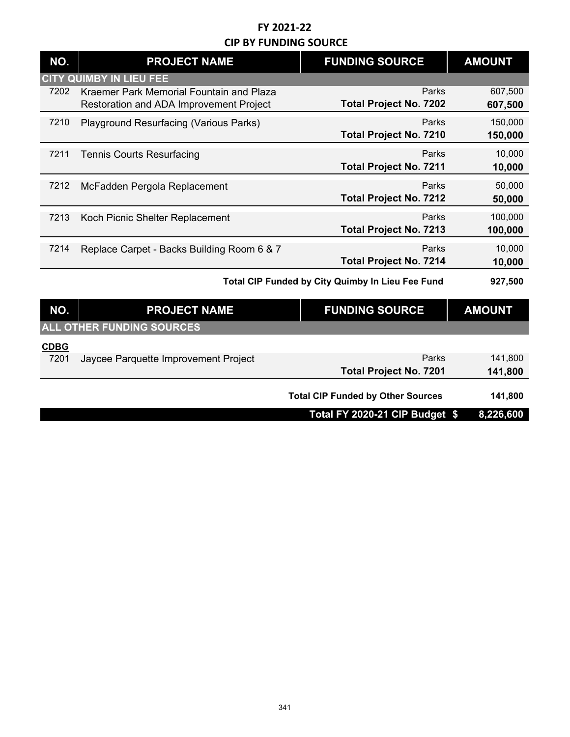## FY 2021-22
## CIP BY FUNDING SOURCE

| NO. | PROJECT NAME | FUNDING SOURCE | AMOUNT |
|---|---|---|---|
| **CITY QUIMBY IN LIEU FEE** | | | |
| 7202 | Kraemer Park Memorial Fountain and Plaza Restoration and ADA Improvement Project | Parks | 607,500 |
| | | **Total Project No. 7202** | **607,500** |
| 7210 | Playground Resurfacing (Various Parks) | Parks | 150,000 |
| | | **Total Project No. 7210** | **150,000** |
| 7211 | Tennis Courts Resurfacing | Parks | 10,000 |
| | | **Total Project No. 7211** | **10,000** |
| 7212 | McFadden Pergola Replacement | Parks | 50,000 |
| | | **Total Project No. 7212** | **50,000** |
| 7213 | Koch Picnic Shelter Replacement | Parks | 100,000 |
| | | **Total Project No. 7213** | **100,000** |
| 7214 | Replace Carpet - Backs Building Room 6 & 7 | Parks | 10,000 |
| | | **Total Project No. 7214** | **10,000** |
| | | **Total CIP Funded by City Quimby In Lieu Fee Fund** | **927,500** |

| NO. | PROJECT NAME | FUNDING SOURCE | AMOUNT |
|---|---|---|---|
| **ALL OTHER FUNDING SOURCES** | | | |
| **CDBG** | | | |
| 7201 | Jaycee Parquette Improvement Project | Parks | 141,800 |
| | | **Total Project No. 7201** | **141,800** |
| | | **Total CIP Funded by Other Sources** | **141,800** |
| | | **Total FY 2020-21 CIP Budget $** | **8,226,600** |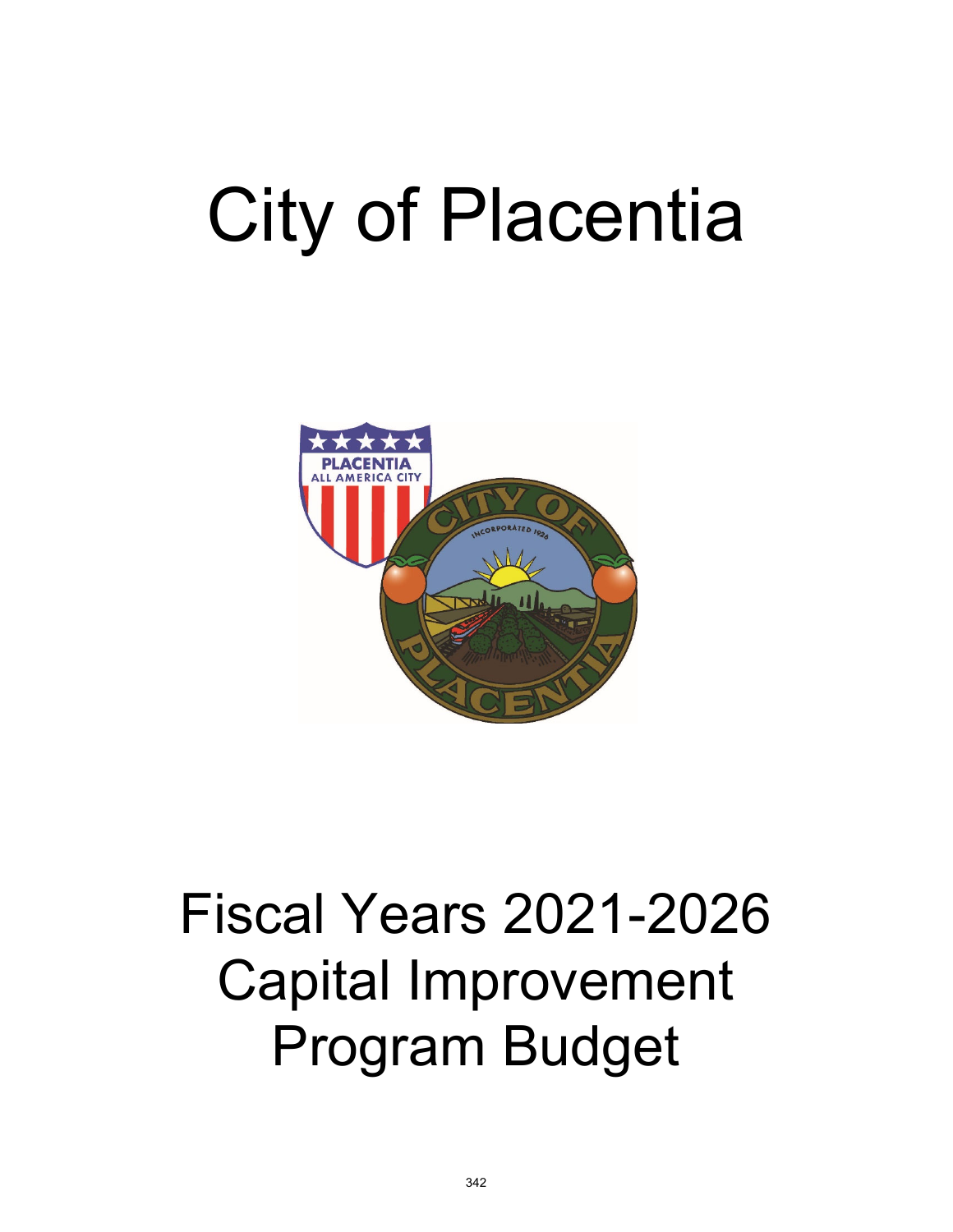# City of Placentia

# Fiscal Years 2021-2026 Capital Improvement Program Budget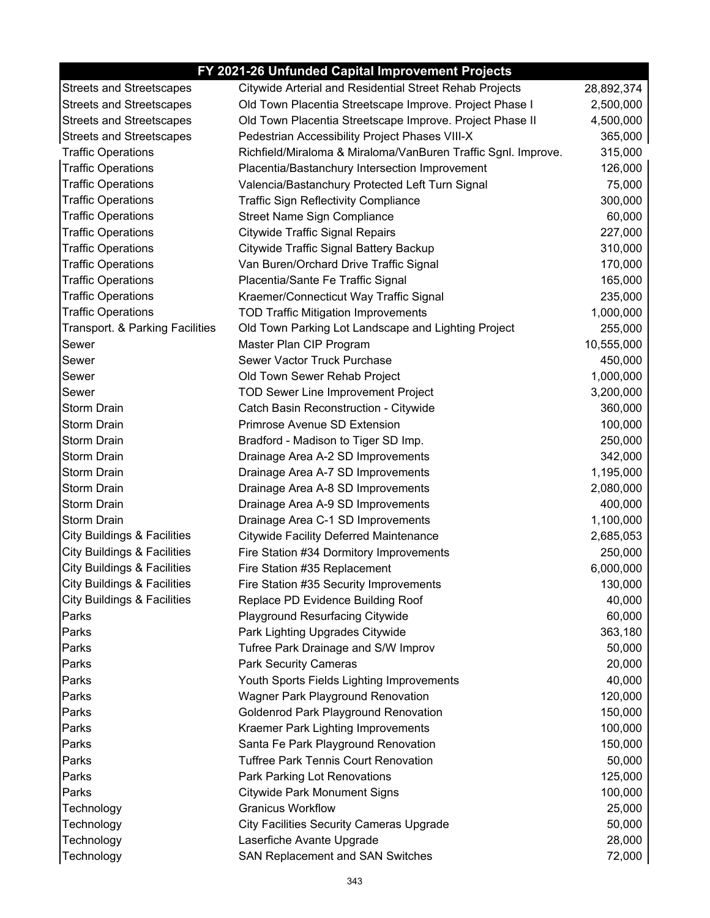| FY 2021-26 Unfunded Capital Improvement Projects | | |
|---|---|---|
| Streets and Streetscapes | Citywide Arterial and Residential Street Rehab Projects | 28,892,374 |
| Streets and Streetscapes | Old Town Placentia Streetscape Improve. Project Phase I | 2,500,000 |
| Streets and Streetscapes | Old Town Placentia Streetscape Improve. Project Phase II | 4,500,000 |
| Streets and Streetscapes | Pedestrian Accessibility Project Phases VIII-X | 365,000 |
| Traffic Operations | Richfield/Miraloma & Miraloma/VanBuren Traffic Sgnl. Improve. | 315,000 |
| Traffic Operations | Placentia/Bastanchury Intersection Improvement | 126,000 |
| Traffic Operations | Valencia/Bastanchury Protected Left Turn Signal | 75,000 |
| Traffic Operations | Traffic Sign Reflectivity Compliance | 300,000 |
| Traffic Operations | Street Name Sign Compliance | 60,000 |
| Traffic Operations | Citywide Traffic Signal Repairs | 227,000 |
| Traffic Operations | Citywide Traffic Signal Battery Backup | 310,000 |
| Traffic Operations | Van Buren/Orchard Drive Traffic Signal | 170,000 |
| Traffic Operations | Placentia/Sante Fe Traffic Signal | 165,000 |
| Traffic Operations | Kraemer/Connecticut Way Traffic Signal | 235,000 |
| Traffic Operations | TOD Traffic Mitigation Improvements | 1,000,000 |
| Transport. & Parking Facilities | Old Town Parking Lot Landscape and Lighting Project | 255,000 |
| Sewer | Master Plan CIP Program | 10,555,000 |
| Sewer | Sewer Vactor Truck Purchase | 450,000 |
| Sewer | Old Town Sewer Rehab Project | 1,000,000 |
| Sewer | TOD Sewer Line Improvement Project | 3,200,000 |
| Storm Drain | Catch Basin Reconstruction - Citywide | 360,000 |
| Storm Drain | Primrose Avenue SD Extension | 100,000 |
| Storm Drain | Bradford - Madison to Tiger SD Imp. | 250,000 |
| Storm Drain | Drainage Area A-2 SD Improvements | 342,000 |
| Storm Drain | Drainage Area A-7 SD Improvements | 1,195,000 |
| Storm Drain | Drainage Area A-8 SD Improvements | 2,080,000 |
| Storm Drain | Drainage Area A-9 SD Improvements | 400,000 |
| Storm Drain | Drainage Area C-1 SD Improvements | 1,100,000 |
| City Buildings & Facilities | Citywide Facility Deferred Maintenance | 2,685,053 |
| City Buildings & Facilities | Fire Station #34 Dormitory Improvements | 250,000 |
| City Buildings & Facilities | Fire Station #35 Replacement | 6,000,000 |
| City Buildings & Facilities | Fire Station #35 Security Improvements | 130,000 |
| City Buildings & Facilities | Replace PD Evidence Building Roof | 40,000 |
| Parks | Playground Resurfacing Citywide | 60,000 |
| Parks | Park Lighting Upgrades Citywide | 363,180 |
| Parks | Tufree Park Drainage and S/W Improv | 50,000 |
| Parks | Park Security Cameras | 20,000 |
| Parks | Youth Sports Fields Lighting Improvements | 40,000 |
| Parks | Wagner Park Playground Renovation | 120,000 |
| Parks | Goldenrod Park Playground Renovation | 150,000 |
| Parks | Kraemer Park Lighting Improvements | 100,000 |
| Parks | Santa Fe Park Playground Renovation | 150,000 |
| Parks | Tuffree Park Tennis Court Renovation | 50,000 |
| Parks | Park Parking Lot Renovations | 125,000 |
| Parks | Citywide Park Monument Signs | 100,000 |
| Technology | Granicus Workflow | 25,000 |
| Technology | City Facilities Security Cameras Upgrade | 50,000 |
| Technology | Laserfiche Avante Upgrade | 28,000 |
| Technology | SAN Replacement and SAN Switches | 72,000 |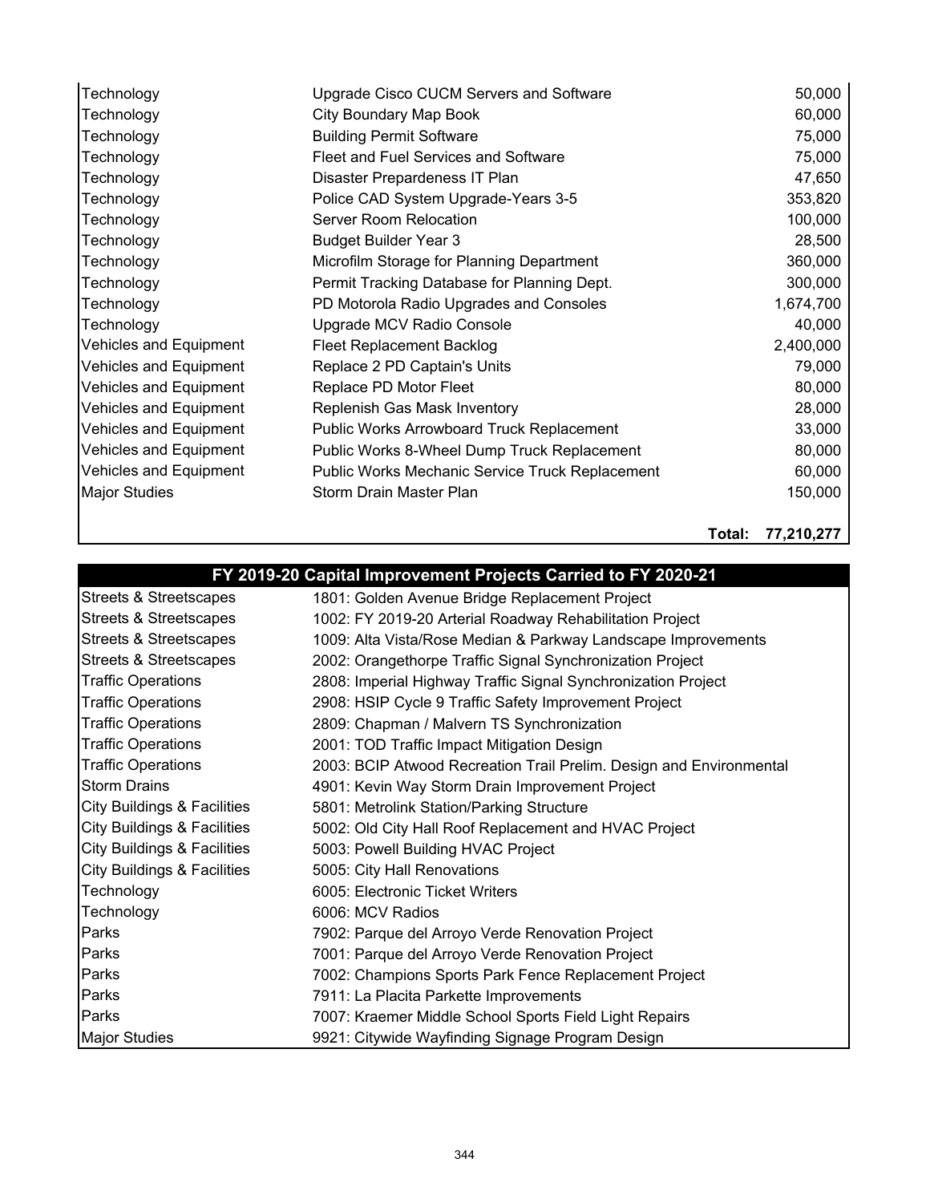| | | |
|---|---|---|
| Technology | Upgrade Cisco CUCM Servers and Software | 50,000 |
| Technology | City Boundary Map Book | 60,000 |
| Technology | Building Permit Software | 75,000 |
| Technology | Fleet and Fuel Services and Software | 75,000 |
| Technology | Disaster Prepardeness IT Plan | 47,650 |
| Technology | Police CAD System Upgrade-Years 3-5 | 353,820 |
| Technology | Server Room Relocation | 100,000 |
| Technology | Budget Builder Year 3 | 28,500 |
| Technology | Microfilm Storage for Planning Department | 360,000 |
| Technology | Permit Tracking Database for Planning Dept. | 300,000 |
| Technology | PD Motorola Radio Upgrades and Consoles | 1,674,700 |
| Technology | Upgrade MCV Radio Console | 40,000 |
| Vehicles and Equipment | Fleet Replacement Backlog | 2,400,000 |
| Vehicles and Equipment | Replace 2 PD Captain's Units | 79,000 |
| Vehicles and Equipment | Replace PD Motor Fleet | 80,000 |
| Vehicles and Equipment | Replenish Gas Mask Inventory | 28,000 |
| Vehicles and Equipment | Public Works Arrowboard Truck Replacement | 33,000 |
| Vehicles and Equipment | Public Works 8-Wheel Dump Truck Replacement | 80,000 |
| Vehicles and Equipment | Public Works Mechanic Service Truck Replacement | 60,000 |
| Major Studies | Storm Drain Master Plan | 150,000 |
| | **Total:** | **77,210,277** |

## FY 2019-20 Capital Improvement Projects Carried to FY 2020-21

| | |
|---|---|
| Streets & Streetscapes | 1801: Golden Avenue Bridge Replacement Project |
| Streets & Streetscapes | 1002: FY 2019-20 Arterial Roadway Rehabilitation Project |
| Streets & Streetscapes | 1009: Alta Vista/Rose Median & Parkway Landscape Improvements |
| Streets & Streetscapes | 2002: Orangethorpe Traffic Signal Synchronization Project |
| Traffic Operations | 2808: Imperial Highway Traffic Signal Synchronization Project |
| Traffic Operations | 2908: HSIP Cycle 9 Traffic Safety Improvement Project |
| Traffic Operations | 2809: Chapman / Malvern TS Synchronization |
| Traffic Operations | 2001: TOD Traffic Impact Mitigation Design |
| Traffic Operations | 2003: BCIP Atwood Recreation Trail Prelim. Design and Environmental |
| Storm Drains | 4901: Kevin Way Storm Drain Improvement Project |
| City Buildings & Facilities | 5801: Metrolink Station/Parking Structure |
| City Buildings & Facilities | 5002: Old City Hall Roof Replacement and HVAC Project |
| City Buildings & Facilities | 5003: Powell Building HVAC Project |
| City Buildings & Facilities | 5005: City Hall Renovations |
| Technology | 6005: Electronic Ticket Writers |
| Technology | 6006: MCV Radios |
| Parks | 7902: Parque del Arroyo Verde Renovation Project |
| Parks | 7001: Parque del Arroyo Verde Renovation Project |
| Parks | 7002: Champions Sports Park Fence Replacement Project |
| Parks | 7911: La Placita Parkette Improvements |
| Parks | 7007: Kraemer Middle School Sports Field Light Repairs |
| Major Studies | 9921: Citywide Wayfinding Signage Program Design |